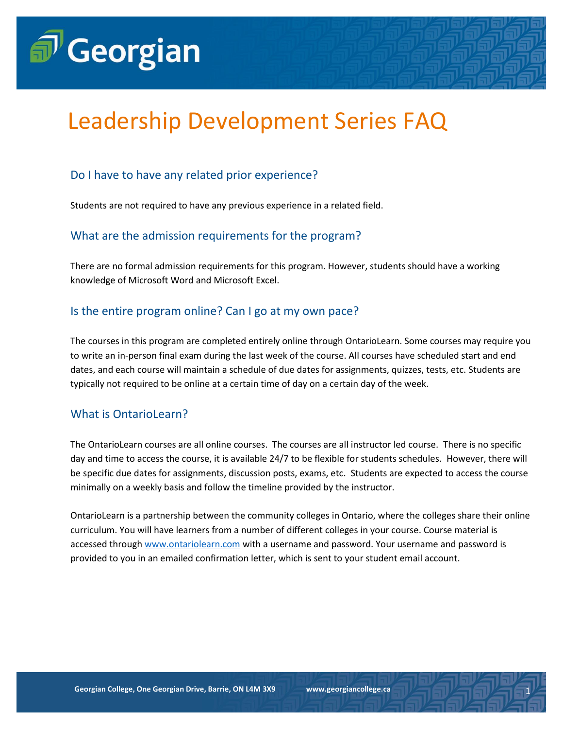# Leadership Development Series FAQ

## Do I have to have any related prior experience?

Students are not required to have any previous experience in a related field.

## What are the admission requirements for the program?

There are no formal admission requirements for this program. However, students should have a working knowledge of Microsoft Word and Microsoft Excel.

## Is the entire program online? Can I go at my own pace?

The courses in this program are completed entirely online through OntarioLearn. Some courses may require you to write an in-person final exam during the last week of the course. All courses have scheduled start and end dates, and each course will maintain a schedule of due dates for assignments, quizzes, tests, etc. Students are typically not required to be online at a certain time of day on a certain day of the week.

## What is OntarioLearn?

The OntarioLearn courses are all online courses. The courses are all instructor led course. There is no specific day and time to access the course, it is available 24/7 to be flexible for students schedules. However, there will be specific due dates for assignments, discussion posts, exams, etc. Students are expected to access the course minimally on a weekly basis and follow the timeline provided by the instructor.

OntarioLearn is a partnership between the community colleges in Ontario, where the colleges share their online curriculum. You will have learners from a number of different colleges in your course. Course material is accessed through [www.ontariolearn.com](http://www.ontariolearn.com) with a username and password. Your username and password is provided to you in an emailed confirmation letter, which is sent to your student email account.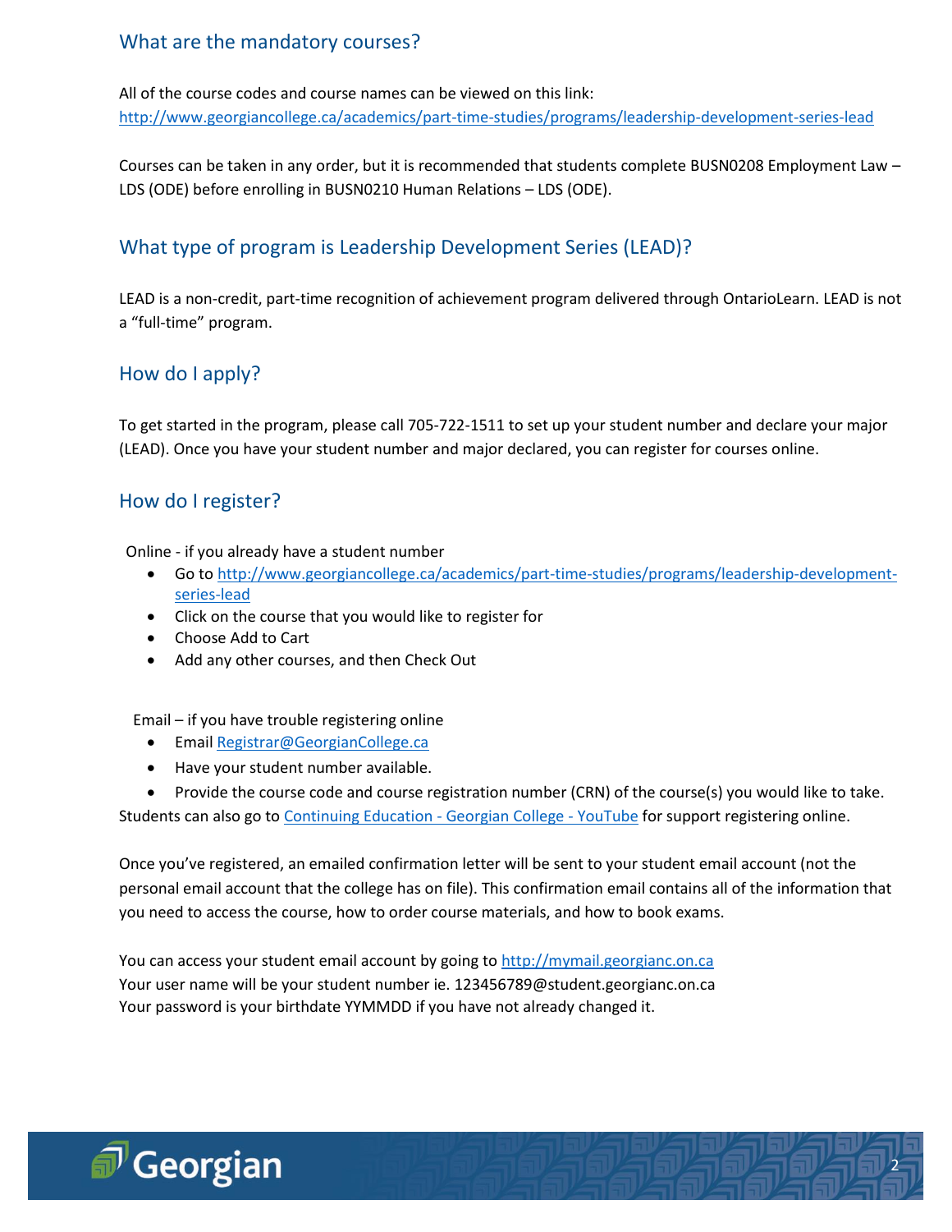## What are the mandatory courses?

All of the course codes and course names can be viewed on this link:
http://www.georgiancollege.ca/academics/part-time-studies/programs/leadership-development-series-lead

Courses can be taken in any order, but it is recommended that students complete BUSN0208 Employment Law – LDS (ODE) before enrolling in BUSN0210 Human Relations – LDS (ODE).

## What type of program is Leadership Development Series (LEAD)?

LEAD is a non-credit, part-time recognition of achievement program delivered through OntarioLearn. LEAD is not a "full-time" program.

## How do I apply?

To get started in the program, please call 705-722-1511 to set up your student number and declare your major (LEAD). Once you have your student number and major declared, you can register for courses online.

## How do I register?

Online - if you already have a student number

- Go to http://www.georgiancollege.ca/academics/part-time-studies/programs/leadership-development-series-lead
- Click on the course that you would like to register for
- Choose Add to Cart
- Add any other courses, and then Check Out

Email – if you have trouble registering online

- Email Registrar@GeorgianCollege.ca
- Have your student number available.
- Provide the course code and course registration number (CRN) of the course(s) you would like to take.

Students can also go to Continuing Education - Georgian College - YouTube for support registering online.

Once you've registered, an emailed confirmation letter will be sent to your student email account (not the personal email account that the college has on file). This confirmation email contains all of the information that you need to access the course, how to order course materials, and how to book exams.

You can access your student email account by going to http://mymail.georgianc.on.ca
Your user name will be your student number ie. 123456789@student.georgianc.on.ca
Your password is your birthdate YYMMDD if you have not already changed it.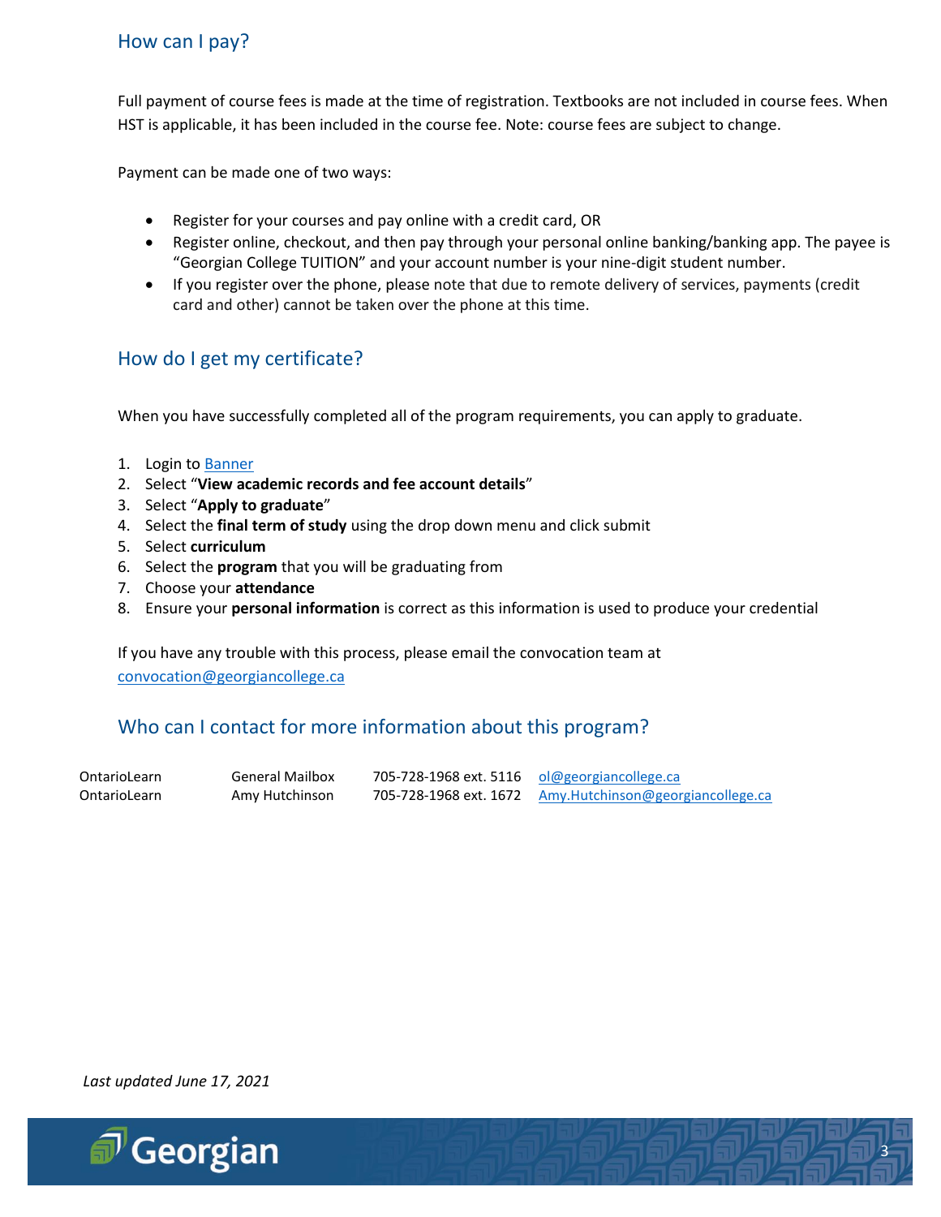## How can I pay?

Full payment of course fees is made at the time of registration. Textbooks are not included in course fees. When HST is applicable, it has been included in the course fee. Note: course fees are subject to change.

Payment can be made one of two ways:

- Register for your courses and pay online with a credit card, OR
- Register online, checkout, and then pay through your personal online banking/banking app. The payee is "Georgian College TUITION" and your account number is your nine-digit student number.
- If you register over the phone, please note that due to remote delivery of services, payments (credit card and other) cannot be taken over the phone at this time.

## How do I get my certificate?

When you have successfully completed all of the program requirements, you can apply to graduate.

1. Login to Banner
2. Select "**View academic records and fee account details**"
3. Select "**Apply to graduate**"
4. Select the **final term of study** using the drop down menu and click submit
5. Select **curriculum**
6. Select the **program** that you will be graduating from
7. Choose your **attendance**
8. Ensure your **personal information** is correct as this information is used to produce your credential

If you have any trouble with this process, please email the convocation team at convocation@georgiancollege.ca

## Who can I contact for more information about this program?

| | | | |
|---|---|---|---|
| OntarioLearn | General Mailbox | 705-728-1968 ext. 5116 | ol@georgiancollege.ca |
| OntarioLearn | Amy Hutchinson | 705-728-1968 ext. 1672 | Amy.Hutchinson@georgiancollege.ca |

*Last updated June 17, 2021*